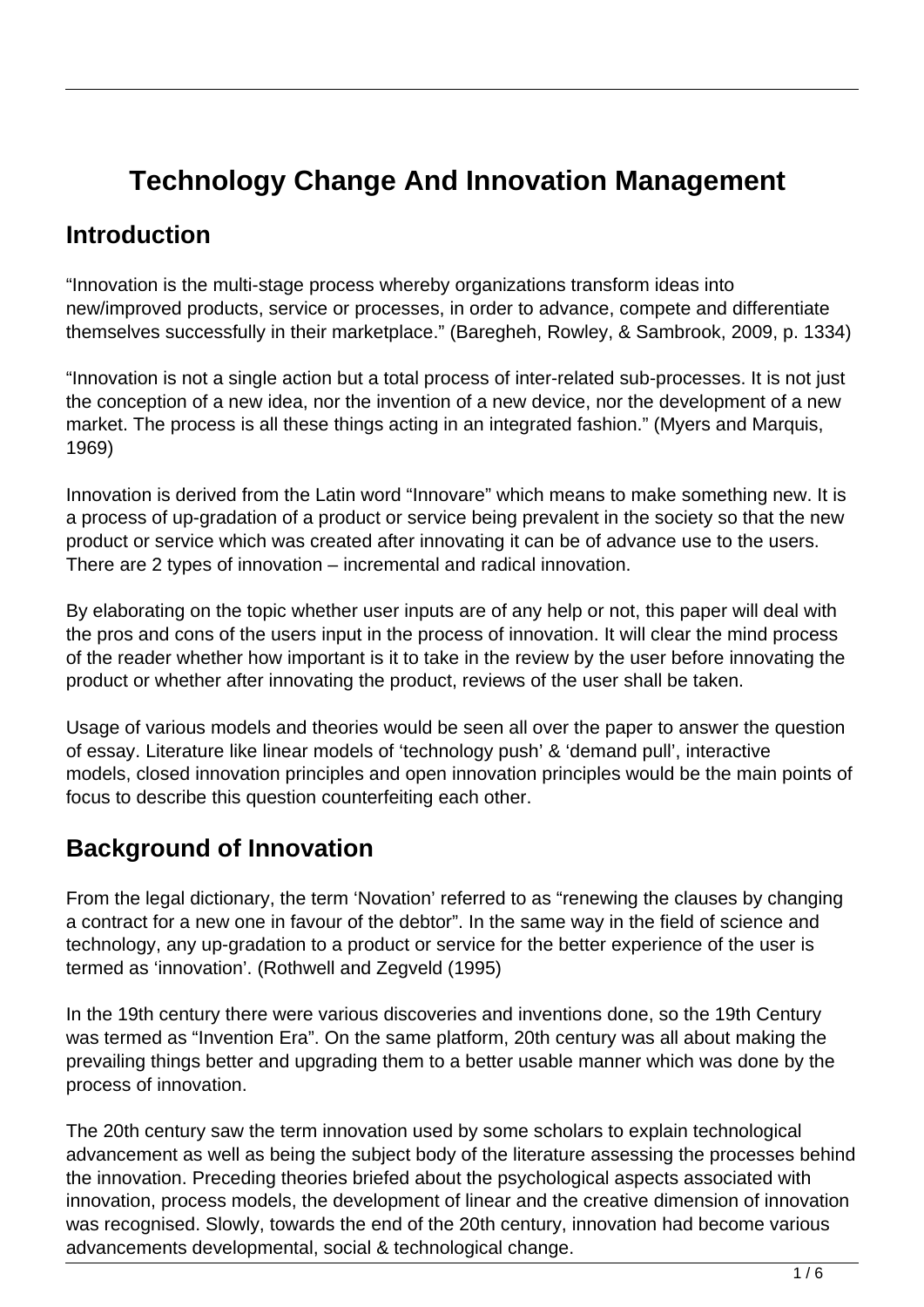# Technology Change And Innovation Management

## Introduction

"Innovation is the multi-stage process whereby organizations transform ideas into new/improved products, service or processes, in order to advance, compete and differentiate themselves successfully in their marketplace." (Baregheh, Rowley, & Sambrook, 2009, p. 1334)

"Innovation is not a single action but a total process of inter-related sub-processes. It is not just the conception of a new idea, nor the invention of a new device, nor the development of a new market. The process is all these things acting in an integrated fashion." (Myers and Marquis, 1969)

Innovation is derived from the Latin word "Innovare" which means to make something new. It is a process of up-gradation of a product or service being prevalent in the society so that the new product or service which was created after innovating it can be of advance use to the users. There are 2 types of innovation – incremental and radical innovation.

By elaborating on the topic whether user inputs are of any help or not, this paper will deal with the pros and cons of the users input in the process of innovation. It will clear the mind process of the reader whether how important is it to take in the review by the user before innovating the product or whether after innovating the product, reviews of the user shall be taken.

Usage of various models and theories would be seen all over the paper to answer the question of essay. Literature like linear models of 'technology push' & 'demand pull', interactive models, closed innovation principles and open innovation principles would be the main points of focus to describe this question counterfeiting each other.

## Background of Innovation

From the legal dictionary, the term 'Novation' referred to as "renewing the clauses by changing a contract for a new one in favour of the debtor". In the same way in the field of science and technology, any up-gradation to a product or service for the better experience of the user is termed as 'innovation'. (Rothwell and Zegveld (1995)

In the 19th century there were various discoveries and inventions done, so the 19th Century was termed as "Invention Era". On the same platform, 20th century was all about making the prevailing things better and upgrading them to a better usable manner which was done by the process of innovation.

The 20th century saw the term innovation used by some scholars to explain technological advancement as well as being the subject body of the literature assessing the processes behind the innovation. Preceding theories briefed about the psychological aspects associated with innovation, process models, the development of linear and the creative dimension of innovation was recognised. Slowly, towards the end of the 20th century, innovation had become various advancements developmental, social & technological change.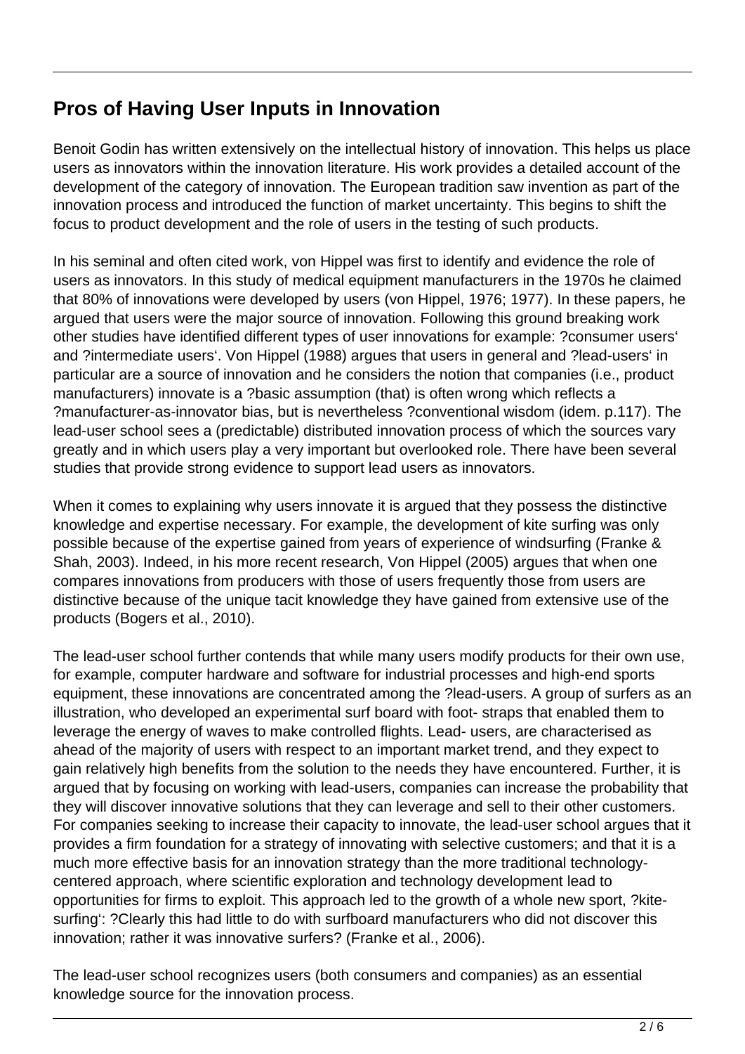## Pros of Having User Inputs in Innovation

Benoit Godin has written extensively on the intellectual history of innovation. This helps us place users as innovators within the innovation literature. His work provides a detailed account of the development of the category of innovation. The European tradition saw invention as part of the innovation process and introduced the function of market uncertainty. This begins to shift the focus to product development and the role of users in the testing of such products.

In his seminal and often cited work, von Hippel was first to identify and evidence the role of users as innovators. In this study of medical equipment manufacturers in the 1970s he claimed that 80% of innovations were developed by users (von Hippel, 1976; 1977). In these papers, he argued that users were the major source of innovation. Following this ground breaking work other studies have identified different types of user innovations for example: ?consumer users' and ?intermediate users'. Von Hippel (1988) argues that users in general and ?lead-users' in particular are a source of innovation and he considers the notion that companies (i.e., product manufacturers) innovate is a ?basic assumption (that) is often wrong which reflects a ?manufacturer-as-innovator bias, but is nevertheless ?conventional wisdom (idem. p.117). The lead-user school sees a (predictable) distributed innovation process of which the sources vary greatly and in which users play a very important but overlooked role. There have been several studies that provide strong evidence to support lead users as innovators.

When it comes to explaining why users innovate it is argued that they possess the distinctive knowledge and expertise necessary. For example, the development of kite surfing was only possible because of the expertise gained from years of experience of windsurfing (Franke & Shah, 2003). Indeed, in his more recent research, Von Hippel (2005) argues that when one compares innovations from producers with those of users frequently those from users are distinctive because of the unique tacit knowledge they have gained from extensive use of the products (Bogers et al., 2010).

The lead-user school further contends that while many users modify products for their own use, for example, computer hardware and software for industrial processes and high-end sports equipment, these innovations are concentrated among the ?lead-users. A group of surfers as an illustration, who developed an experimental surf board with foot- straps that enabled them to leverage the energy of waves to make controlled flights. Lead- users, are characterised as ahead of the majority of users with respect to an important market trend, and they expect to gain relatively high benefits from the solution to the needs they have encountered. Further, it is argued that by focusing on working with lead-users, companies can increase the probability that they will discover innovative solutions that they can leverage and sell to their other customers. For companies seeking to increase their capacity to innovate, the lead-user school argues that it provides a firm foundation for a strategy of innovating with selective customers; and that it is a much more effective basis for an innovation strategy than the more traditional technology-centered approach, where scientific exploration and technology development lead to opportunities for firms to exploit. This approach led to the growth of a whole new sport, ?kite-surfing': ?Clearly this had little to do with surfboard manufacturers who did not discover this innovation; rather it was innovative surfers? (Franke et al., 2006).

The lead-user school recognizes users (both consumers and companies) as an essential knowledge source for the innovation process.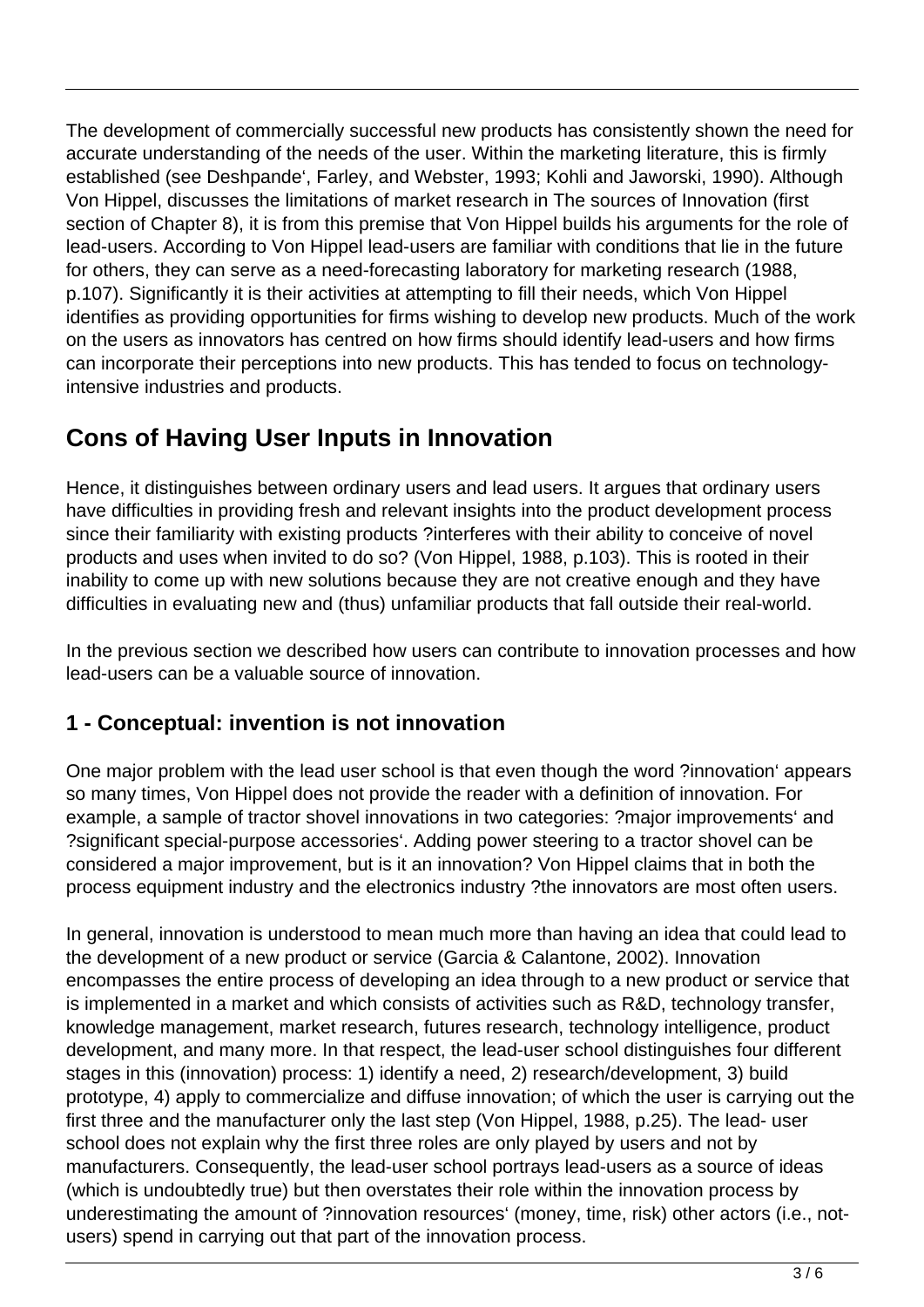The development of commercially successful new products has consistently shown the need for accurate understanding of the needs of the user. Within the marketing literature, this is firmly established (see Deshpande‘, Farley, and Webster, 1993; Kohli and Jaworski, 1990). Although Von Hippel, discusses the limitations of market research in The sources of Innovation (first section of Chapter 8), it is from this premise that Von Hippel builds his arguments for the role of lead-users. According to Von Hippel lead-users are familiar with conditions that lie in the future for others, they can serve as a need-forecasting laboratory for marketing research (1988, p.107). Significantly it is their activities at attempting to fill their needs, which Von Hippel identifies as providing opportunities for firms wishing to develop new products. Much of the work on the users as innovators has centred on how firms should identify lead-users and how firms can incorporate their perceptions into new products. This has tended to focus on technology-intensive industries and products.

## Cons of Having User Inputs in Innovation

Hence, it distinguishes between ordinary users and lead users. It argues that ordinary users have difficulties in providing fresh and relevant insights into the product development process since their familiarity with existing products ?interferes with their ability to conceive of novel products and uses when invited to do so? (Von Hippel, 1988, p.103). This is rooted in their inability to come up with new solutions because they are not creative enough and they have difficulties in evaluating new and (thus) unfamiliar products that fall outside their real-world.

In the previous section we described how users can contribute to innovation processes and how lead-users can be a valuable source of innovation.

### 1 - Conceptual: invention is not innovation

One major problem with the lead user school is that even though the word ?innovation‘ appears so many times, Von Hippel does not provide the reader with a definition of innovation. For example, a sample of tractor shovel innovations in two categories: ?major improvements‘ and ?significant special-purpose accessories‘. Adding power steering to a tractor shovel can be considered a major improvement, but is it an innovation? Von Hippel claims that in both the process equipment industry and the electronics industry ?the innovators are most often users.

In general, innovation is understood to mean much more than having an idea that could lead to the development of a new product or service (Garcia & Calantone, 2002). Innovation encompasses the entire process of developing an idea through to a new product or service that is implemented in a market and which consists of activities such as R&D, technology transfer, knowledge management, market research, futures research, technology intelligence, product development, and many more. In that respect, the lead-user school distinguishes four different stages in this (innovation) process: 1) identify a need, 2) research/development, 3) build prototype, 4) apply to commercialize and diffuse innovation; of which the user is carrying out the first three and the manufacturer only the last step (Von Hippel, 1988, p.25). The lead- user school does not explain why the first three roles are only played by users and not by manufacturers. Consequently, the lead-user school portrays lead-users as a source of ideas (which is undoubtedly true) but then overstates their role within the innovation process by underestimating the amount of ?innovation resources‘ (money, time, risk) other actors (i.e., not-users) spend in carrying out that part of the innovation process.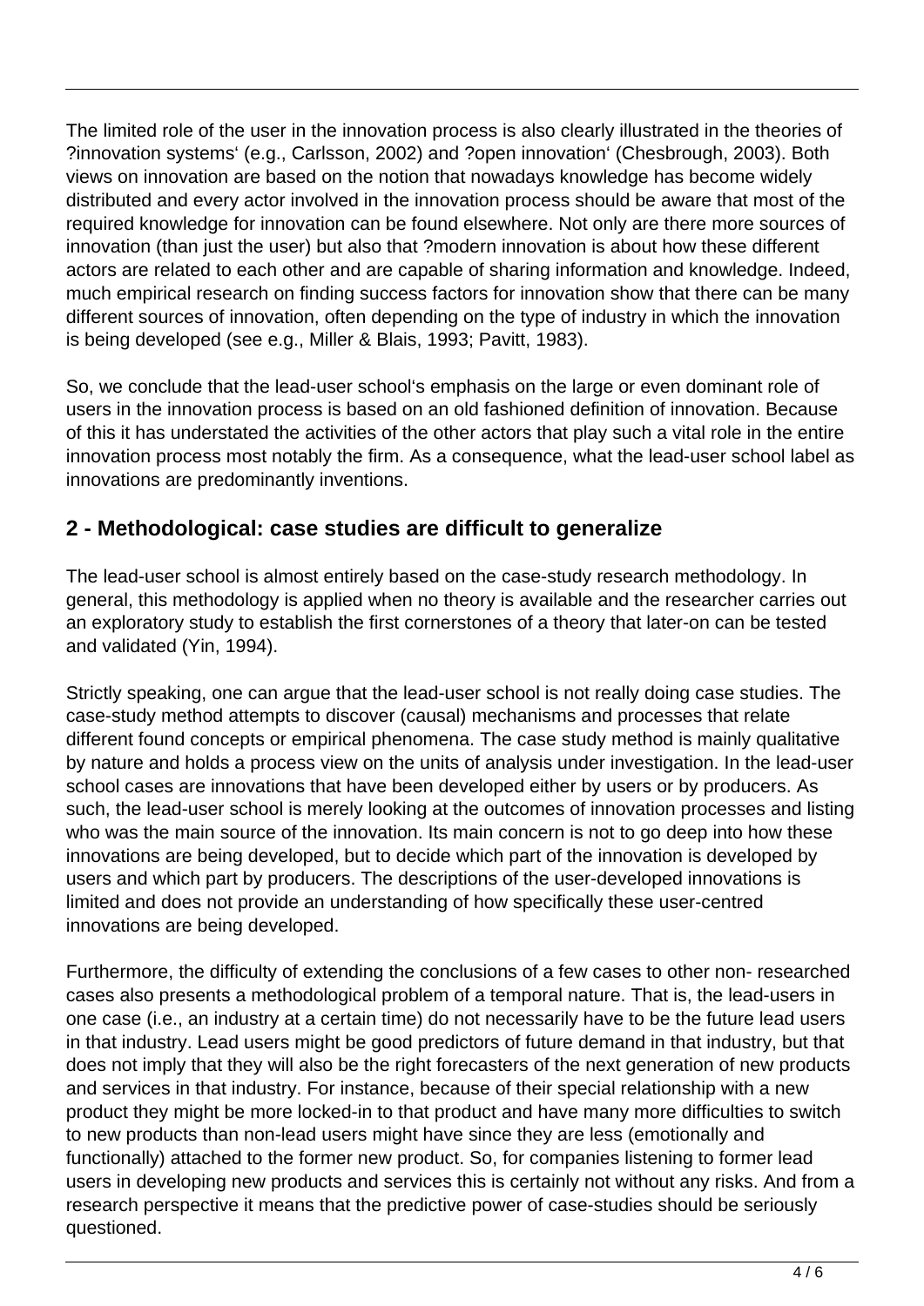The limited role of the user in the innovation process is also clearly illustrated in the theories of ?innovation systems' (e.g., Carlsson, 2002) and ?open innovation' (Chesbrough, 2003). Both views on innovation are based on the notion that nowadays knowledge has become widely distributed and every actor involved in the innovation process should be aware that most of the required knowledge for innovation can be found elsewhere. Not only are there more sources of innovation (than just the user) but also that ?modern innovation is about how these different actors are related to each other and are capable of sharing information and knowledge. Indeed, much empirical research on finding success factors for innovation show that there can be many different sources of innovation, often depending on the type of industry in which the innovation is being developed (see e.g., Miller & Blais, 1993; Pavitt, 1983).

So, we conclude that the lead-user school's emphasis on the large or even dominant role of users in the innovation process is based on an old fashioned definition of innovation. Because of this it has understated the activities of the other actors that play such a vital role in the entire innovation process most notably the firm. As a consequence, what the lead-user school label as innovations are predominantly inventions.

## 2 - Methodological: case studies are difficult to generalize

The lead-user school is almost entirely based on the case-study research methodology. In general, this methodology is applied when no theory is available and the researcher carries out an exploratory study to establish the first cornerstones of a theory that later-on can be tested and validated (Yin, 1994).

Strictly speaking, one can argue that the lead-user school is not really doing case studies. The case-study method attempts to discover (causal) mechanisms and processes that relate different found concepts or empirical phenomena. The case study method is mainly qualitative by nature and holds a process view on the units of analysis under investigation. In the lead-user school cases are innovations that have been developed either by users or by producers. As such, the lead-user school is merely looking at the outcomes of innovation processes and listing who was the main source of the innovation. Its main concern is not to go deep into how these innovations are being developed, but to decide which part of the innovation is developed by users and which part by producers. The descriptions of the user-developed innovations is limited and does not provide an understanding of how specifically these user-centred innovations are being developed.

Furthermore, the difficulty of extending the conclusions of a few cases to other non- researched cases also presents a methodological problem of a temporal nature. That is, the lead-users in one case (i.e., an industry at a certain time) do not necessarily have to be the future lead users in that industry. Lead users might be good predictors of future demand in that industry, but that does not imply that they will also be the right forecasters of the next generation of new products and services in that industry. For instance, because of their special relationship with a new product they might be more locked-in to that product and have many more difficulties to switch to new products than non-lead users might have since they are less (emotionally and functionally) attached to the former new product. So, for companies listening to former lead users in developing new products and services this is certainly not without any risks. And from a research perspective it means that the predictive power of case-studies should be seriously questioned.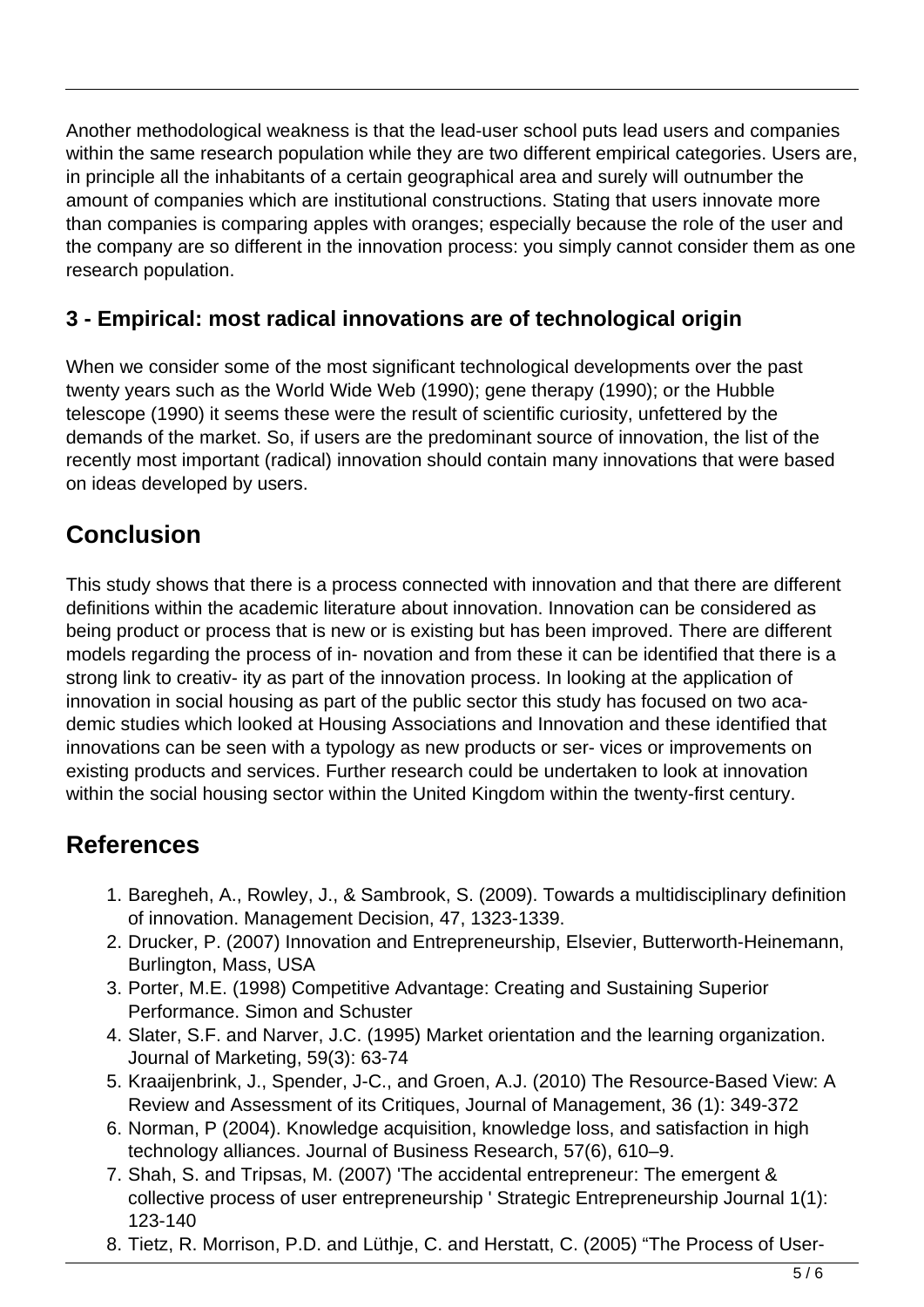Another methodological weakness is that the lead-user school puts lead users and companies within the same research population while they are two different empirical categories. Users are, in principle all the inhabitants of a certain geographical area and surely will outnumber the amount of companies which are institutional constructions. Stating that users innovate more than companies is comparing apples with oranges; especially because the role of the user and the company are so different in the innovation process: you simply cannot consider them as one research population.

### 3 - Empirical: most radical innovations are of technological origin

When we consider some of the most significant technological developments over the past twenty years such as the World Wide Web (1990); gene therapy (1990); or the Hubble telescope (1990) it seems these were the result of scientific curiosity, unfettered by the demands of the market. So, if users are the predominant source of innovation, the list of the recently most important (radical) innovation should contain many innovations that were based on ideas developed by users.

## Conclusion

This study shows that there is a process connected with innovation and that there are different definitions within the academic literature about innovation. Innovation can be considered as being product or process that is new or is existing but has been improved. There are different models regarding the process of in- novation and from these it can be identified that there is a strong link to creativ- ity as part of the innovation process. In looking at the application of innovation in social housing as part of the public sector this study has focused on two aca- demic studies which looked at Housing Associations and Innovation and these identified that innovations can be seen with a typology as new products or ser- vices or improvements on existing products and services. Further research could be undertaken to look at innovation within the social housing sector within the United Kingdom within the twenty-first century.

## References

1. Baregheh, A., Rowley, J., & Sambrook, S. (2009). Towards a multidisciplinary definition of innovation. Management Decision, 47, 1323-1339.
2. Drucker, P. (2007) Innovation and Entrepreneurship, Elsevier, Butterworth-Heinemann, Burlington, Mass, USA
3. Porter, M.E. (1998) Competitive Advantage: Creating and Sustaining Superior Performance. Simon and Schuster
4. Slater, S.F. and Narver, J.C. (1995) Market orientation and the learning organization. Journal of Marketing, 59(3): 63-74
5. Kraaijenbrink, J., Spender, J-C., and Groen, A.J. (2010) The Resource-Based View: A Review and Assessment of its Critiques, Journal of Management, 36 (1): 349-372
6. Norman, P (2004). Knowledge acquisition, knowledge loss, and satisfaction in high technology alliances. Journal of Business Research, 57(6), 610–9.
7. Shah, S. and Tripsas, M. (2007) 'The accidental entrepreneur: The emergent & collective process of user entrepreneurship ' Strategic Entrepreneurship Journal 1(1): 123-140
8. Tietz, R. Morrison, P.D. and Lüthje, C. and Herstatt, C. (2005) "The Process of User-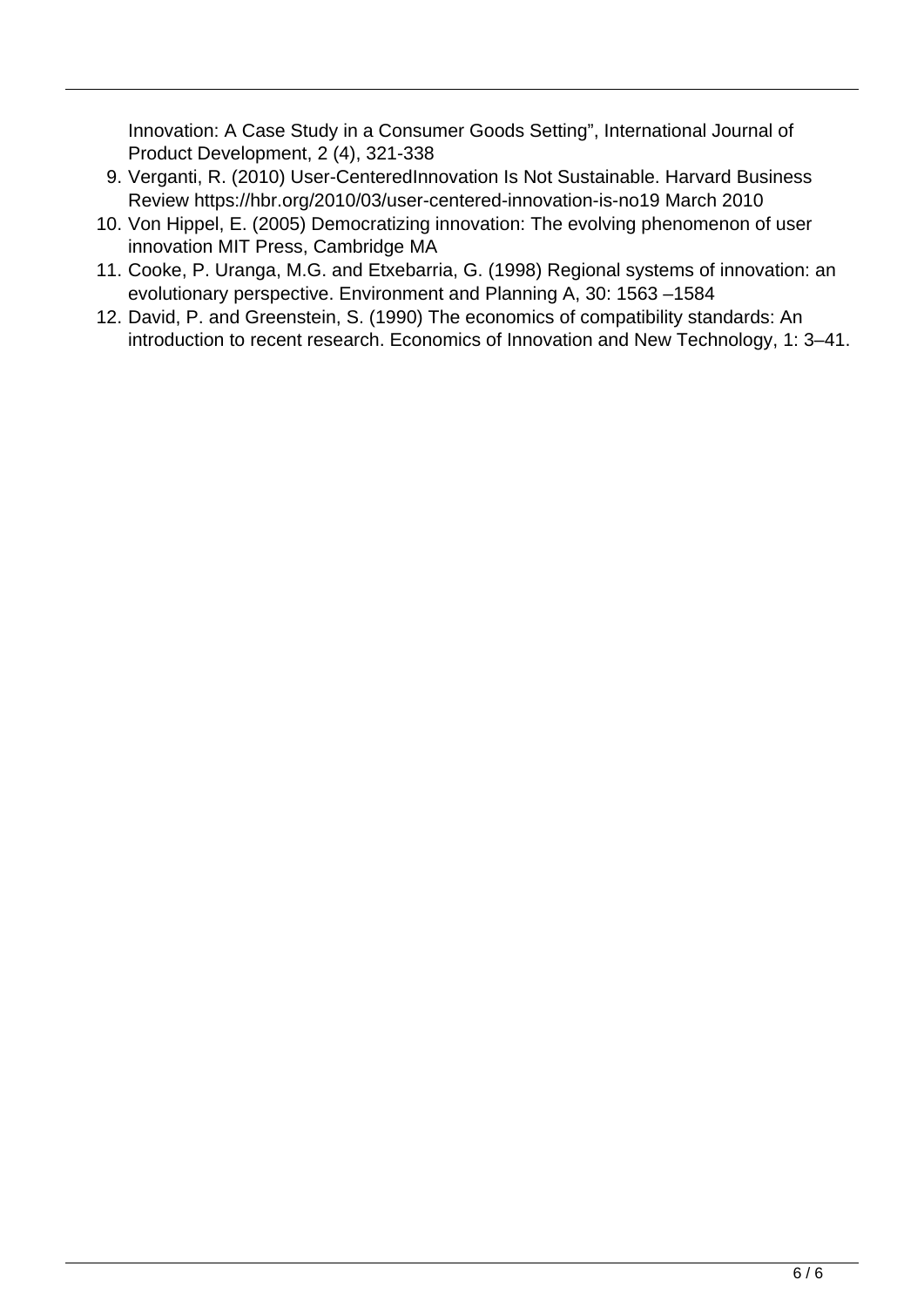Innovation: A Case Study in a Consumer Goods Setting", International Journal of Product Development, 2 (4), 321-338

9. Verganti, R. (2010) User-CenteredInnovation Is Not Sustainable. Harvard Business Review https://hbr.org/2010/03/user-centered-innovation-is-no19 March 2010
10. Von Hippel, E. (2005) Democratizing innovation: The evolving phenomenon of user innovation MIT Press, Cambridge MA
11. Cooke, P. Uranga, M.G. and Etxebarria, G. (1998) Regional systems of innovation: an evolutionary perspective. Environment and Planning A, 30: 1563 –1584
12. David, P. and Greenstein, S. (1990) The economics of compatibility standards: An introduction to recent research. Economics of Innovation and New Technology, 1: 3–41.